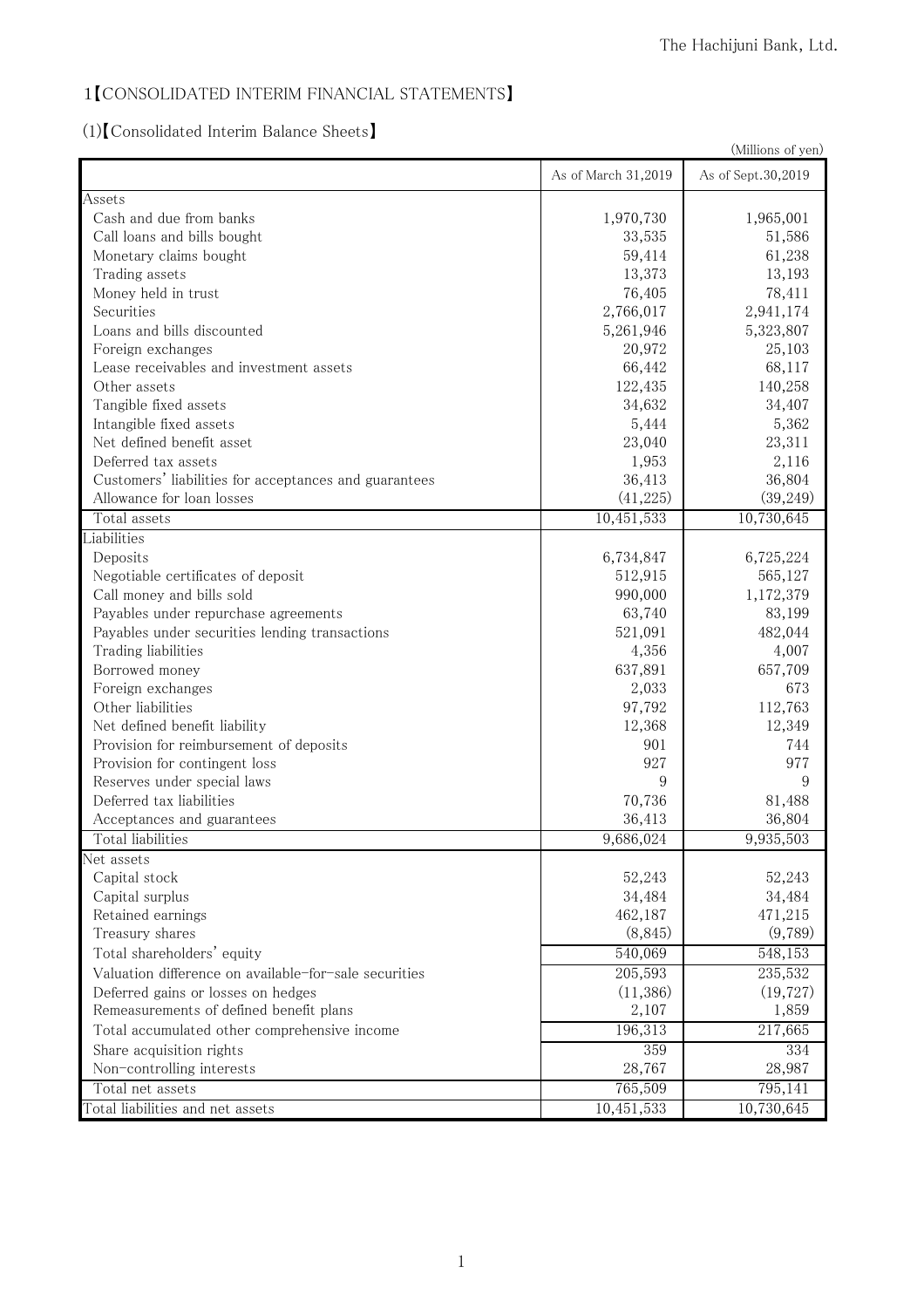# 1【CONSOLIDATED INTERIM FINANCIAL STATEMENTS】

## (1)【Consolidated Interim Balance Sheets】

(Millions of yen)

| | As of March 31,2019 | As of Sept.30,2019 |
|---|---|---|
| Assets | | |
| Cash and due from banks | 1,970,730 | 1,965,001 |
| Call loans and bills bought | 33,535 | 51,586 |
| Monetary claims bought | 59,414 | 61,238 |
| Trading assets | 13,373 | 13,193 |
| Money held in trust | 76,405 | 78,411 |
| Securities | 2,766,017 | 2,941,174 |
| Loans and bills discounted | 5,261,946 | 5,323,807 |
| Foreign exchanges | 20,972 | 25,103 |
| Lease receivables and investment assets | 66,442 | 68,117 |
| Other assets | 122,435 | 140,258 |
| Tangible fixed assets | 34,632 | 34,407 |
| Intangible fixed assets | 5,444 | 5,362 |
| Net defined benefit asset | 23,040 | 23,311 |
| Deferred tax assets | 1,953 | 2,116 |
| Customers' liabilities for acceptances and guarantees | 36,413 | 36,804 |
| Allowance for loan losses | (41,225) | (39,249) |
| Total assets | 10,451,533 | 10,730,645 |
| Liabilities | | |
| Deposits | 6,734,847 | 6,725,224 |
| Negotiable certificates of deposit | 512,915 | 565,127 |
| Call money and bills sold | 990,000 | 1,172,379 |
| Payables under repurchase agreements | 63,740 | 83,199 |
| Payables under securities lending transactions | 521,091 | 482,044 |
| Trading liabilities | 4,356 | 4,007 |
| Borrowed money | 637,891 | 657,709 |
| Foreign exchanges | 2,033 | 673 |
| Other liabilities | 97,792 | 112,763 |
| Net defined benefit liability | 12,368 | 12,349 |
| Provision for reimbursement of deposits | 901 | 744 |
| Provision for contingent loss | 927 | 977 |
| Reserves under special laws | 9 | 9 |
| Deferred tax liabilities | 70,736 | 81,488 |
| Acceptances and guarantees | 36,413 | 36,804 |
| Total liabilities | 9,686,024 | 9,935,503 |
| Net assets | | |
| Capital stock | 52,243 | 52,243 |
| Capital surplus | 34,484 | 34,484 |
| Retained earnings | 462,187 | 471,215 |
| Treasury shares | (8,845) | (9,789) |
| Total shareholders' equity | 540,069 | 548,153 |
| Valuation difference on available-for-sale securities | 205,593 | 235,532 |
| Deferred gains or losses on hedges | (11,386) | (19,727) |
| Remeasurements of defined benefit plans | 2,107 | 1,859 |
| Total accumulated other comprehensive income | 196,313 | 217,665 |
| Share acquisition rights | 359 | 334 |
| Non-controlling interests | 28,767 | 28,987 |
| Total net assets | 765,509 | 795,141 |
| Total liabilities and net assets | 10,451,533 | 10,730,645 |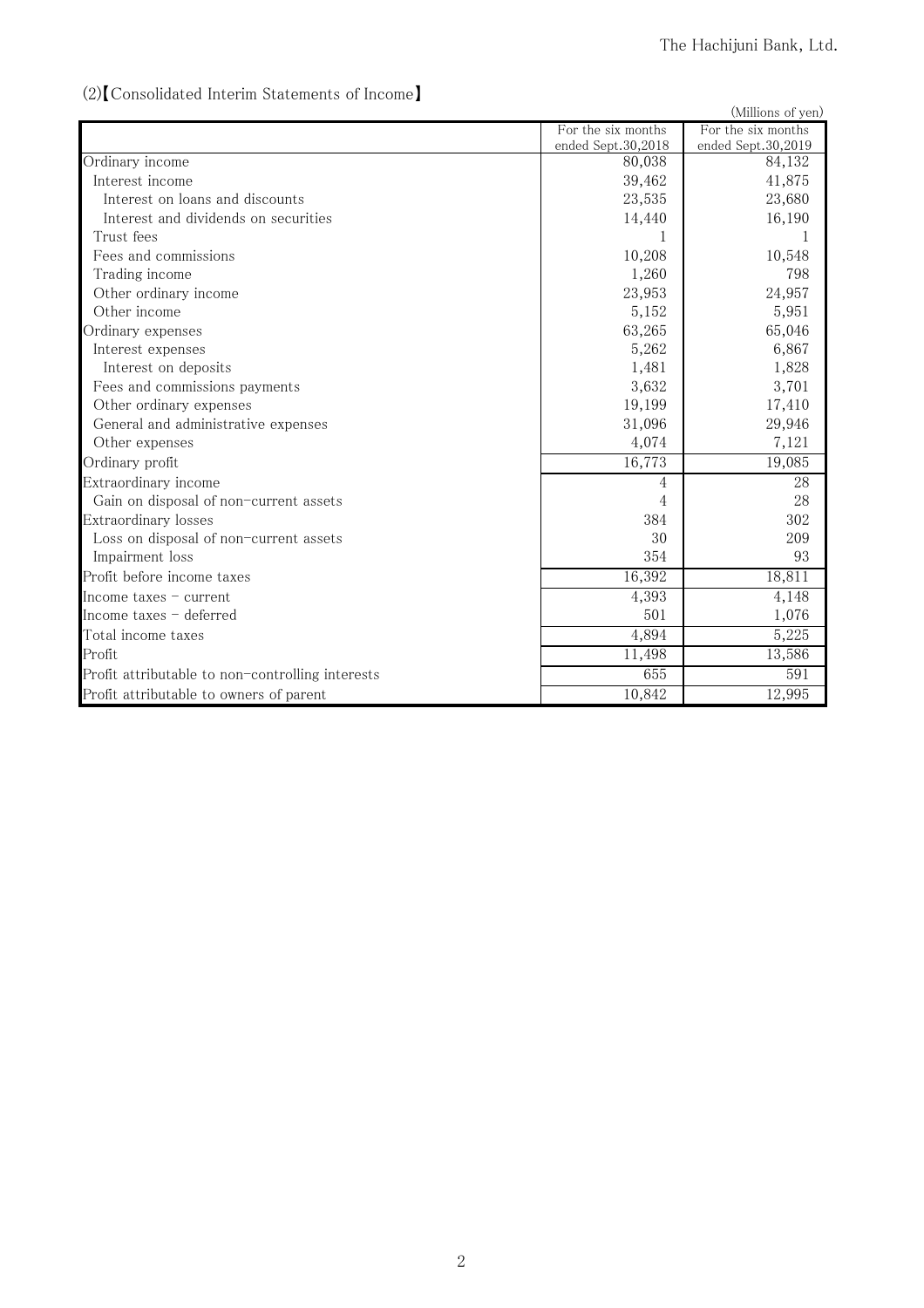## (2)【Consolidated Interim Statements of Income】

(Millions of yen)

| | For the six months ended Sept.30,2018 | For the six months ended Sept.30,2019 |
|---|---|---|
| Ordinary income | 80,038 | 84,132 |
| Interest income | 39,462 | 41,875 |
| Interest on loans and discounts | 23,535 | 23,680 |
| Interest and dividends on securities | 14,440 | 16,190 |
| Trust fees | 1 | 1 |
| Fees and commissions | 10,208 | 10,548 |
| Trading income | 1,260 | 798 |
| Other ordinary income | 23,953 | 24,957 |
| Other income | 5,152 | 5,951 |
| Ordinary expenses | 63,265 | 65,046 |
| Interest expenses | 5,262 | 6,867 |
| Interest on deposits | 1,481 | 1,828 |
| Fees and commissions payments | 3,632 | 3,701 |
| Other ordinary expenses | 19,199 | 17,410 |
| General and administrative expenses | 31,096 | 29,946 |
| Other expenses | 4,074 | 7,121 |
| Ordinary profit | 16,773 | 19,085 |
| Extraordinary income | 4 | 28 |
| Gain on disposal of non-current assets | 4 | 28 |
| Extraordinary losses | 384 | 302 |
| Loss on disposal of non-current assets | 30 | 209 |
| Impairment loss | 354 | 93 |
| Profit before income taxes | 16,392 | 18,811 |
| Income taxes - current | 4,393 | 4,148 |
| Income taxes - deferred | 501 | 1,076 |
| Total income taxes | 4,894 | 5,225 |
| Profit | 11,498 | 13,586 |
| Profit attributable to non-controlling interests | 655 | 591 |
| Profit attributable to owners of parent | 10,842 | 12,995 |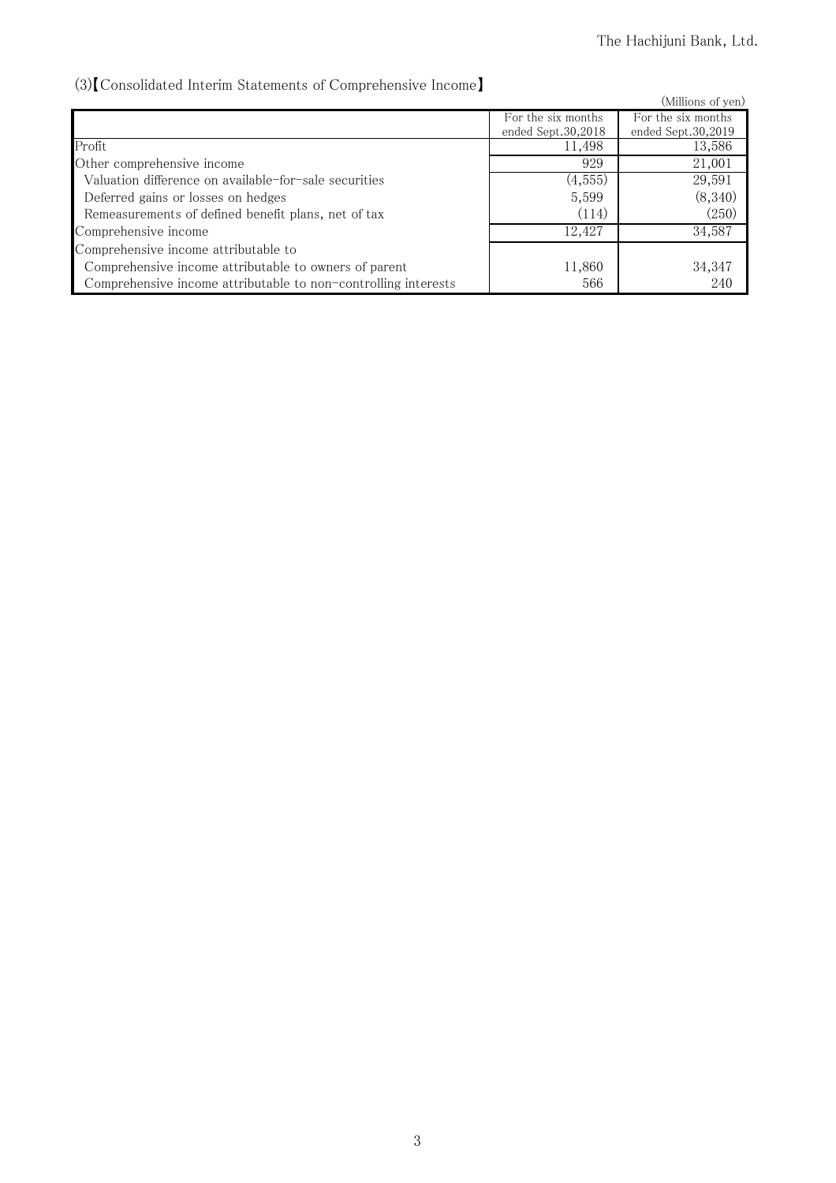(3)【Consolidated Interim Statements of Comprehensive Income】

(Millions of yen)

| | For the six months ended Sept.30,2018 | For the six months ended Sept.30,2019 |
|---|---|---|
| Profit | 11,498 | 13,586 |
| Other comprehensive income | 929 | 21,001 |
| Valuation difference on available-for-sale securities | (4,555) | 29,591 |
| Deferred gains or losses on hedges | 5,599 | (8,340) |
| Remeasurements of defined benefit plans, net of tax | (114) | (250) |
| Comprehensive income | 12,427 | 34,587 |
| Comprehensive income attributable to | | |
| Comprehensive income attributable to owners of parent | 11,860 | 34,347 |
| Comprehensive income attributable to non-controlling interests | 566 | 240 |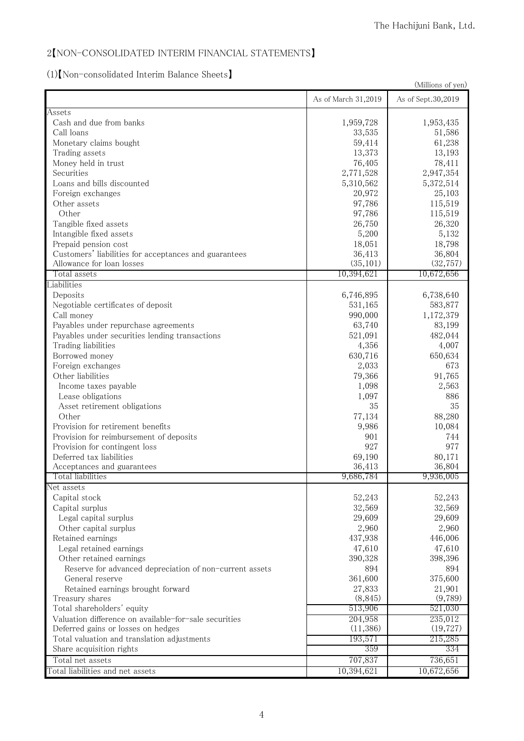## 2【NON-CONSOLIDATED INTERIM FINANCIAL STATEMENTS】

### (1)【Non-consolidated Interim Balance Sheets】

(Millions of yen)

| | As of March 31,2019 | As of Sept.30,2019 |
|---|---|---|
| Assets | | |
| Cash and due from banks | 1,959,728 | 1,953,435 |
| Call loans | 33,535 | 51,586 |
| Monetary claims bought | 59,414 | 61,238 |
| Trading assets | 13,373 | 13,193 |
| Money held in trust | 76,405 | 78,411 |
| Securities | 2,771,528 | 2,947,354 |
| Loans and bills discounted | 5,310,562 | 5,372,514 |
| Foreign exchanges | 20,972 | 25,103 |
| Other assets | 97,786 | 115,519 |
| Other | 97,786 | 115,519 |
| Tangible fixed assets | 26,750 | 26,320 |
| Intangible fixed assets | 5,200 | 5,132 |
| Prepaid pension cost | 18,051 | 18,798 |
| Customers' liabilities for acceptances and guarantees | 36,413 | 36,804 |
| Allowance for loan losses | (35,101) | (32,757) |
| Total assets | 10,394,621 | 10,672,656 |
| Liabilities | | |
| Deposits | 6,746,895 | 6,738,640 |
| Negotiable certificates of deposit | 531,165 | 583,877 |
| Call money | 990,000 | 1,172,379 |
| Payables under repurchase agreements | 63,740 | 83,199 |
| Payables under securities lending transactions | 521,091 | 482,044 |
| Trading liabilities | 4,356 | 4,007 |
| Borrowed money | 630,716 | 650,634 |
| Foreign exchanges | 2,033 | 673 |
| Other liabilities | 79,366 | 91,765 |
| Income taxes payable | 1,098 | 2,563 |
| Lease obligations | 1,097 | 886 |
| Asset retirement obligations | 35 | 35 |
| Other | 77,134 | 88,280 |
| Provision for retirement benefits | 9,986 | 10,084 |
| Provision for reimbursement of deposits | 901 | 744 |
| Provision for contingent loss | 927 | 977 |
| Deferred tax liabilities | 69,190 | 80,171 |
| Acceptances and guarantees | 36,413 | 36,804 |
| Total liabilities | 9,686,784 | 9,936,005 |
| Net assets | | |
| Capital stock | 52,243 | 52,243 |
| Capital surplus | 32,569 | 32,569 |
| Legal capital surplus | 29,609 | 29,609 |
| Other capital surplus | 2,960 | 2,960 |
| Retained earnings | 437,938 | 446,006 |
| Legal retained earnings | 47,610 | 47,610 |
| Other retained earnings | 390,328 | 398,396 |
| Reserve for advanced depreciation of non-current assets | 894 | 894 |
| General reserve | 361,600 | 375,600 |
| Retained earnings brought forward | 27,833 | 21,901 |
| Treasury shares | (8,845) | (9,789) |
| Total shareholders' equity | 513,906 | 521,030 |
| Valuation difference on available-for-sale securities | 204,958 | 235,012 |
| Deferred gains or losses on hedges | (11,386) | (19,727) |
| Total valuation and translation adjustments | 193,571 | 215,285 |
| Share acquisition rights | 359 | 334 |
| Total net assets | 707,837 | 736,651 |
| Total liabilities and net assets | 10,394,621 | 10,672,656 |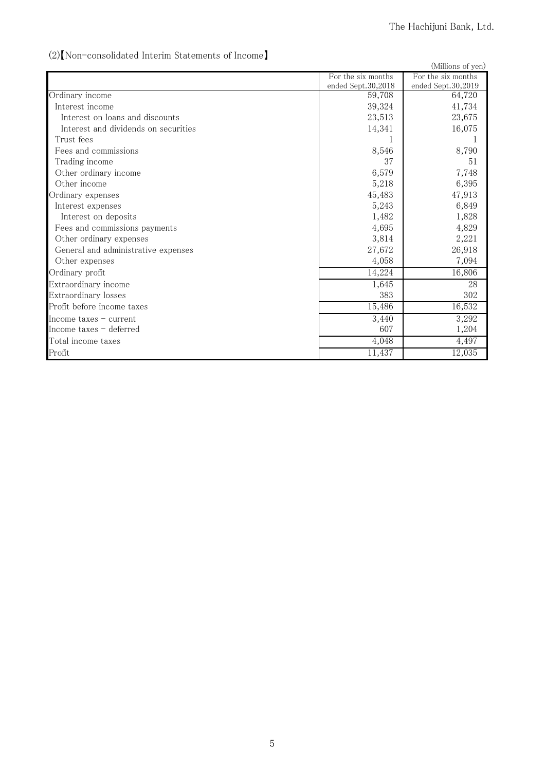## (2)【Non-consolidated Interim Statements of Income】

(Millions of yen)

| | For the six months ended Sept.30,2018 | For the six months ended Sept.30,2019 |
|---|---|---|
| Ordinary income | 59,708 | 64,720 |
| Interest income | 39,324 | 41,734 |
| Interest on loans and discounts | 23,513 | 23,675 |
| Interest and dividends on securities | 14,341 | 16,075 |
| Trust fees | 1 | 1 |
| Fees and commissions | 8,546 | 8,790 |
| Trading income | 37 | 51 |
| Other ordinary income | 6,579 | 7,748 |
| Other income | 5,218 | 6,395 |
| Ordinary expenses | 45,483 | 47,913 |
| Interest expenses | 5,243 | 6,849 |
| Interest on deposits | 1,482 | 1,828 |
| Fees and commissions payments | 4,695 | 4,829 |
| Other ordinary expenses | 3,814 | 2,221 |
| General and administrative expenses | 27,672 | 26,918 |
| Other expenses | 4,058 | 7,094 |
| Ordinary profit | 14,224 | 16,806 |
| Extraordinary income | 1,645 | 28 |
| Extraordinary losses | 383 | 302 |
| Profit before income taxes | 15,486 | 16,532 |
| Income taxes – current | 3,440 | 3,292 |
| Income taxes – deferred | 607 | 1,204 |
| Total income taxes | 4,048 | 4,497 |
| Profit | 11,437 | 12,035 |